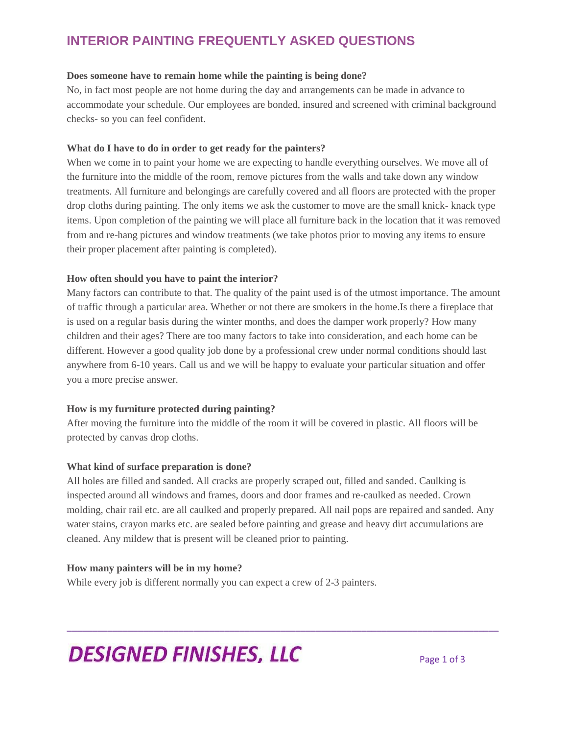# INTERIOR PAINTING FREQUENTLY ASKED QUESTIONS

**Does someone have to remain home while the painting is being done?**

No, in fact most people are not home during the day and arrangements can be made in advance to accommodate your schedule. Our employees are bonded, insured and screened with criminal background checks- so you can feel confident.

**What do I have to do in order to get ready for the painters?**

When we come in to paint your home we are expecting to handle everything ourselves. We move all of the furniture into the middle of the room, remove pictures from the walls and take down any window treatments. All furniture and belongings are carefully covered and all floors are protected with the proper drop cloths during painting. The only items we ask the customer to move are the small knick- knack type items. Upon completion of the painting we will place all furniture back in the location that it was removed from and re-hang pictures and window treatments (we take photos prior to moving any items to ensure their proper placement after painting is completed).

**How often should you have to paint the interior?**

Many factors can contribute to that. The quality of the paint used is of the utmost importance. The amount of traffic through a particular area. Whether or not there are smokers in the home.Is there a fireplace that is used on a regular basis during the winter months, and does the damper work properly? How many children and their ages? There are too many factors to take into consideration, and each home can be different. However a good quality job done by a professional crew under normal conditions should last anywhere from 6-10 years. Call us and we will be happy to evaluate your particular situation and offer you a more precise answer.

**How is my furniture protected during painting?**

After moving the furniture into the middle of the room it will be covered in plastic. All floors will be protected by canvas drop cloths.

**What kind of surface preparation is done?**

All holes are filled and sanded. All cracks are properly scraped out, filled and sanded. Caulking is inspected around all windows and frames, doors and door frames and re-caulked as needed. Crown molding, chair rail etc. are all caulked and properly prepared. All nail pops are repaired and sanded. Any water stains, crayon marks etc. are sealed before painting and grease and heavy dirt accumulations are cleaned. Any mildew that is present will be cleaned prior to painting.

**How many painters will be in my home?**

While every job is different normally you can expect a crew of 2-3 painters.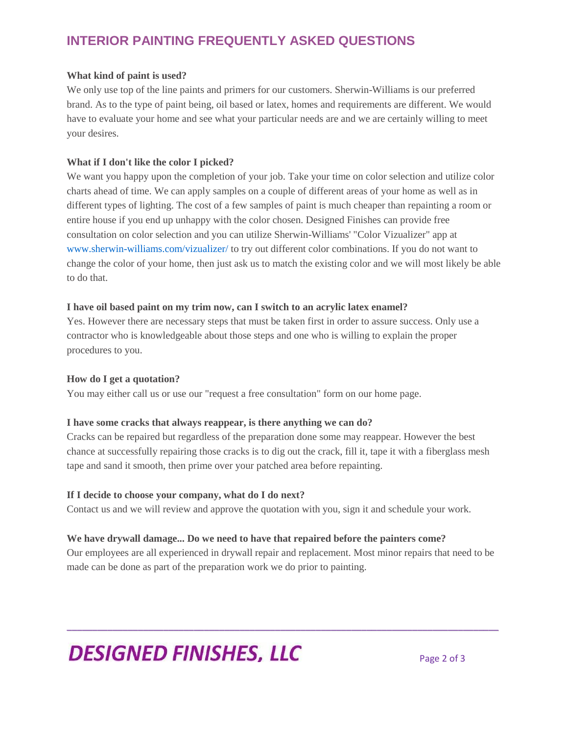## INTERIOR PAINTING FREQUENTLY ASKED QUESTIONS

**What kind of paint is used?**

We only use top of the line paints and primers for our customers. Sherwin-Williams is our preferred brand. As to the type of paint being, oil based or latex, homes and requirements are different. We would have to evaluate your home and see what your particular needs are and we are certainly willing to meet your desires.

**What if I don't like the color I picked?**

We want you happy upon the completion of your job. Take your time on color selection and utilize color charts ahead of time. We can apply samples on a couple of different areas of your home as well as in different types of lighting. The cost of a few samples of paint is much cheaper than repainting a room or entire house if you end up unhappy with the color chosen. Designed Finishes can provide free consultation on color selection and you can utilize Sherwin-Williams' "Color Vizualizer" app at www.sherwin-williams.com/vizualizer/ to try out different color combinations. If you do not want to change the color of your home, then just ask us to match the existing color and we will most likely be able to do that.

**I have oil based paint on my trim now, can I switch to an acrylic latex enamel?**

Yes. However there are necessary steps that must be taken first in order to assure success. Only use a contractor who is knowledgeable about those steps and one who is willing to explain the proper procedures to you.

**How do I get a quotation?**

You may either call us or use our "request a free consultation" form on our home page.

**I have some cracks that always reappear, is there anything we can do?**

Cracks can be repaired but regardless of the preparation done some may reappear. However the best chance at successfully repairing those cracks is to dig out the crack, fill it, tape it with a fiberglass mesh tape and sand it smooth, then prime over your patched area before repainting.

**If I decide to choose your company, what do I do next?**

Contact us and we will review and approve the quotation with you, sign it and schedule your work.

**We have drywall damage... Do we need to have that repaired before the painters come?**

Our employees are all experienced in drywall repair and replacement. Most minor repairs that need to be made can be done as part of the preparation work we do prior to painting.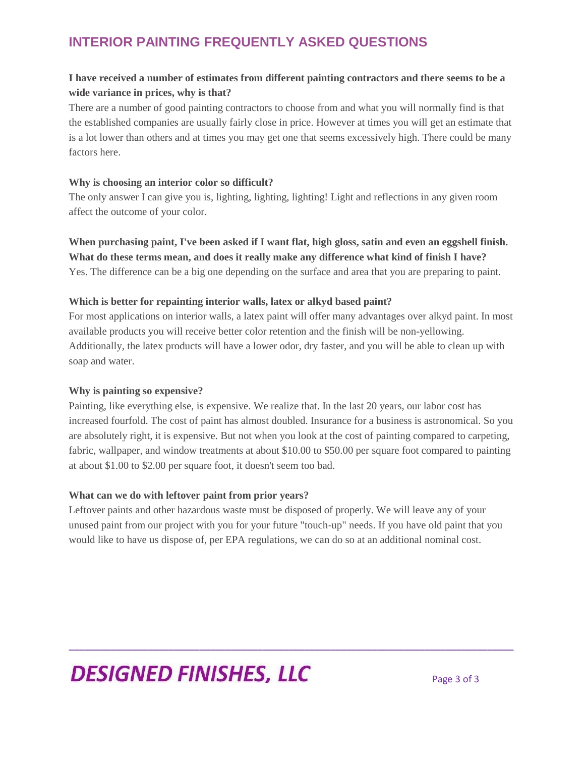## INTERIOR PAINTING FREQUENTLY ASKED QUESTIONS

**I have received a number of estimates from different painting contractors and there seems to be a wide variance in prices, why is that?**

There are a number of good painting contractors to choose from and what you will normally find is that the established companies are usually fairly close in price. However at times you will get an estimate that is a lot lower than others and at times you may get one that seems excessively high. There could be many factors here.

**Why is choosing an interior color so difficult?**

The only answer I can give you is, lighting, lighting, lighting! Light and reflections in any given room affect the outcome of your color.

**When purchasing paint, I've been asked if I want flat, high gloss, satin and even an eggshell finish. What do these terms mean, and does it really make any difference what kind of finish I have?**

Yes. The difference can be a big one depending on the surface and area that you are preparing to paint.

**Which is better for repainting interior walls, latex or alkyd based paint?**

For most applications on interior walls, a latex paint will offer many advantages over alkyd paint. In most available products you will receive better color retention and the finish will be non-yellowing. Additionally, the latex products will have a lower odor, dry faster, and you will be able to clean up with soap and water.

**Why is painting so expensive?**

Painting, like everything else, is expensive. We realize that. In the last 20 years, our labor cost has increased fourfold. The cost of paint has almost doubled. Insurance for a business is astronomical. So you are absolutely right, it is expensive. But not when you look at the cost of painting compared to carpeting, fabric, wallpaper, and window treatments at about $10.00 to $50.00 per square foot compared to painting at about $1.00 to $2.00 per square foot, it doesn't seem too bad.

**What can we do with leftover paint from prior years?**

Leftover paints and other hazardous waste must be disposed of properly. We will leave any of your unused paint from our project with you for your future "touch-up" needs. If you have old paint that you would like to have us dispose of, per EPA regulations, we can do so at an additional nominal cost.